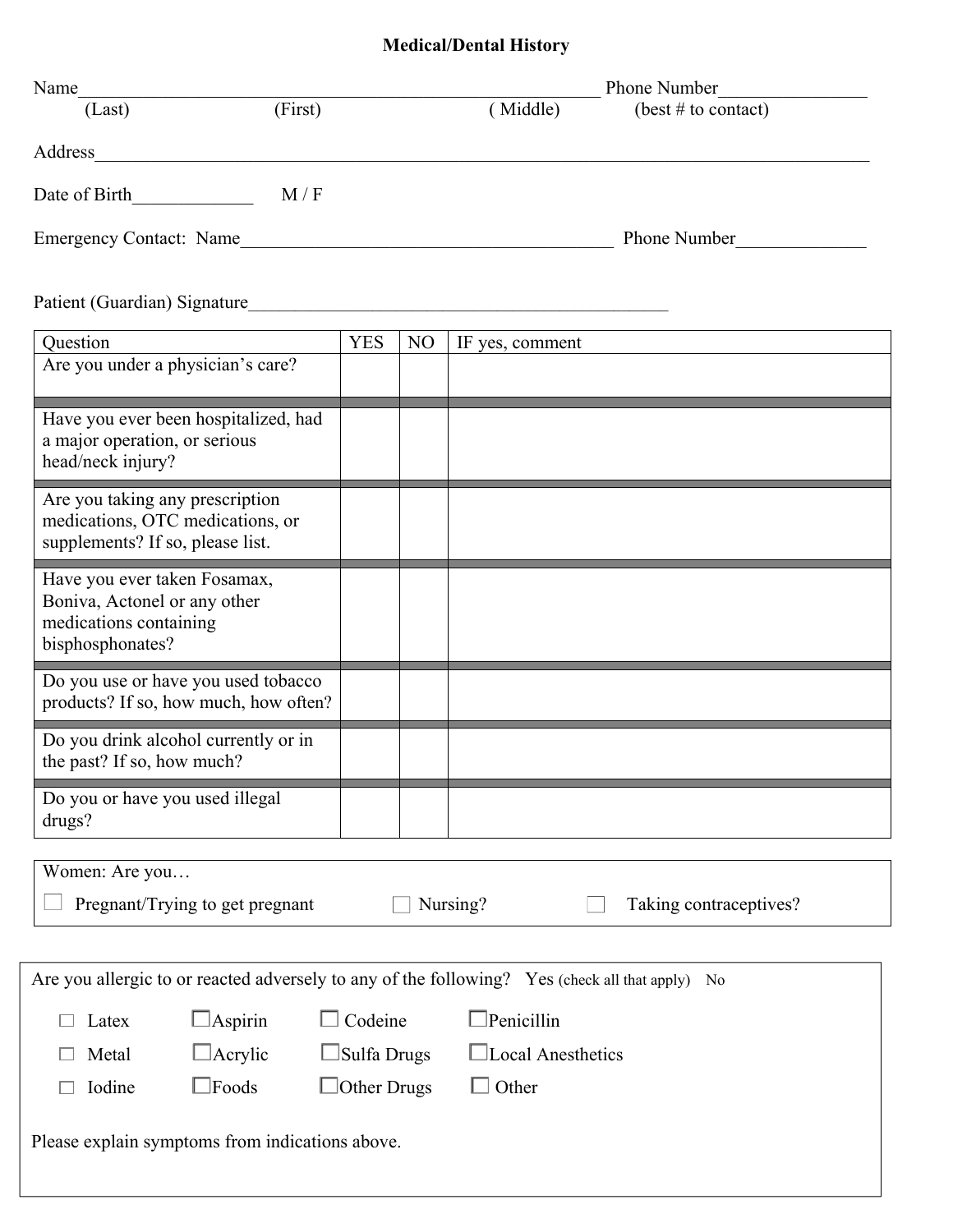# Medical/Dental History

Name_______________________________________________________ Phone Number________________
(Last) (First) ( Middle) (best # to contact)

Address_____________________________________________________________________________________

Date of Birth_____________ M / F

Emergency Contact: Name_______________________________________ Phone Number______________

Patient (Guardian) Signature_____________________________________________

| Question | YES | NO | IF yes, comment |
|---|---|---|---|
| Are you under a physician's care? | | | |
| Have you ever been hospitalized, had a major operation, or serious head/neck injury? | | | |
| Are you taking any prescription medications, OTC medications, or supplements? If so, please list. | | | |
| Have you ever taken Fosamax, Boniva, Actonel or any other medications containing bisphosphonates? | | | |
| Do you use or have you used tobacco products? If so, how much, how often? | | | |
| Do you drink alcohol currently or in the past? If so, how much? | | | |
| Do you or have you used illegal drugs? | | | |

Women: Are you…

☐ Pregnant/Trying to get pregnant ☐ Nursing? ☐ Taking contraceptives?

Are you allergic to or reacted adversely to any of the following? Yes (check all that apply) No

| | | | |
|---|---|---|---|
| ☐ Latex | ☐ Aspirin | ☐ Codeine | ☐ Penicillin |
| ☐ Metal | ☐ Acrylic | ☐ Sulfa Drugs | ☐ Local Anesthetics |
| ☐ Iodine | ☐ Foods | ☐ Other Drugs | ☐ Other |

Please explain symptoms from indications above.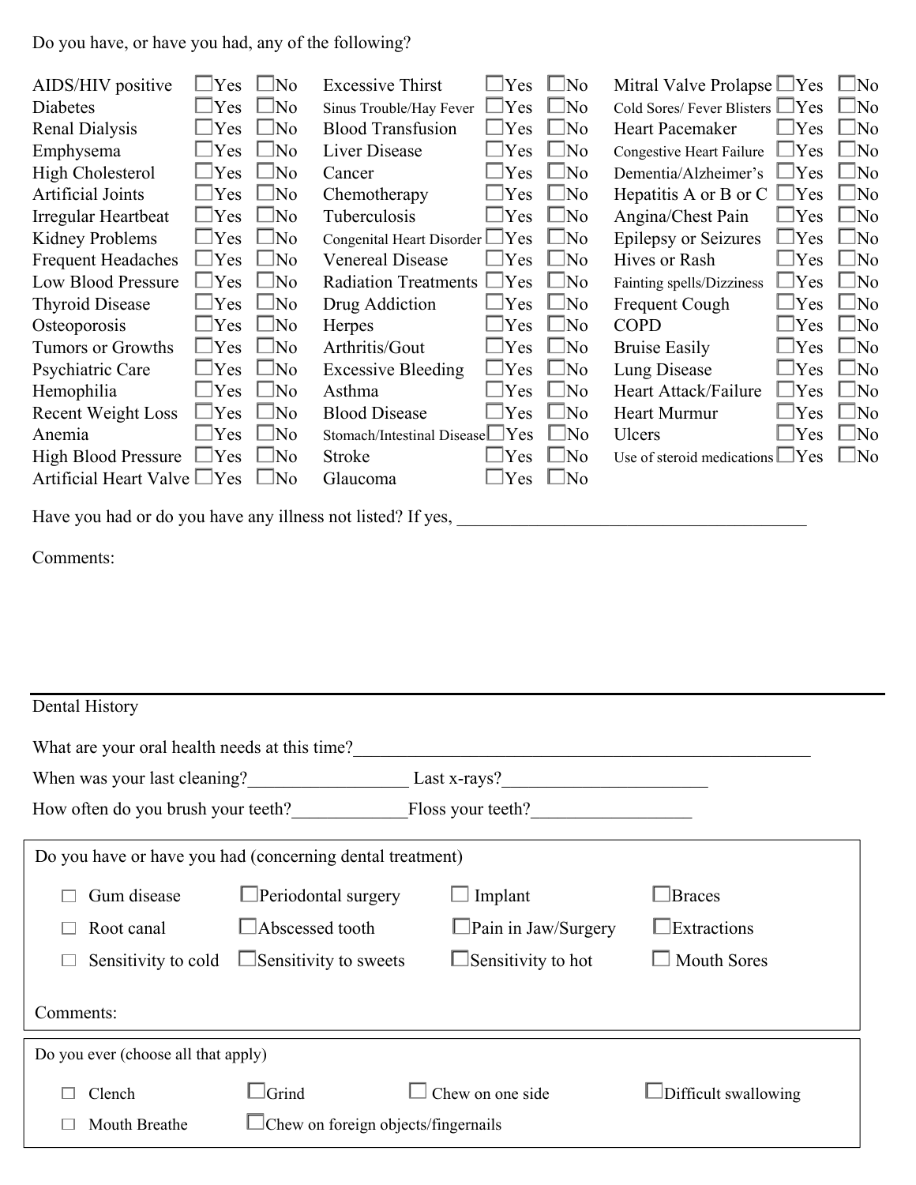Do you have, or have you had, any of the following?

| | | | | | | | | |
|---|---|---|---|---|---|---|---|---|
| AIDS/HIV positive | ☐Yes | ☐No | Excessive Thirst | ☐Yes | ☐No | Mitral Valve Prolapse | ☐Yes | ☐No |
| Diabetes | ☐Yes | ☐No | Sinus Trouble/Hay Fever | ☐Yes | ☐No | Cold Sores/ Fever Blisters | ☐Yes | ☐No |
| Renal Dialysis | ☐Yes | ☐No | Blood Transfusion | ☐Yes | ☐No | Heart Pacemaker | ☐Yes | ☐No |
| Emphysema | ☐Yes | ☐No | Liver Disease | ☐Yes | ☐No | Congestive Heart Failure | ☐Yes | ☐No |
| High Cholesterol | ☐Yes | ☐No | Cancer | ☐Yes | ☐No | Dementia/Alzheimer's | ☐Yes | ☐No |
| Artificial Joints | ☐Yes | ☐No | Chemotherapy | ☐Yes | ☐No | Hepatitis A or B or C | ☐Yes | ☐No |
| Irregular Heartbeat | ☐Yes | ☐No | Tuberculosis | ☐Yes | ☐No | Angina/Chest Pain | ☐Yes | ☐No |
| Kidney Problems | ☐Yes | ☐No | Congenital Heart Disorder | ☐Yes | ☐No | Epilepsy or Seizures | ☐Yes | ☐No |
| Frequent Headaches | ☐Yes | ☐No | Venereal Disease | ☐Yes | ☐No | Hives or Rash | ☐Yes | ☐No |
| Low Blood Pressure | ☐Yes | ☐No | Radiation Treatments | ☐Yes | ☐No | Fainting spells/Dizziness | ☐Yes | ☐No |
| Thyroid Disease | ☐Yes | ☐No | Drug Addiction | ☐Yes | ☐No | Frequent Cough | ☐Yes | ☐No |
| Osteoporosis | ☐Yes | ☐No | Herpes | ☐Yes | ☐No | COPD | ☐Yes | ☐No |
| Tumors or Growths | ☐Yes | ☐No | Arthritis/Gout | ☐Yes | ☐No | Bruise Easily | ☐Yes | ☐No |
| Psychiatric Care | ☐Yes | ☐No | Excessive Bleeding | ☐Yes | ☐No | Lung Disease | ☐Yes | ☐No |
| Hemophilia | ☐Yes | ☐No | Asthma | ☐Yes | ☐No | Heart Attack/Failure | ☐Yes | ☐No |
| Recent Weight Loss | ☐Yes | ☐No | Blood Disease | ☐Yes | ☐No | Heart Murmur | ☐Yes | ☐No |
| Anemia | ☐Yes | ☐No | Stomach/Intestinal Disease | ☐Yes | ☐No | Ulcers | ☐Yes | ☐No |
| High Blood Pressure | ☐Yes | ☐No | Stroke | ☐Yes | ☐No | Use of steroid medications | ☐Yes | ☐No |
| Artificial Heart Valve | ☐Yes | ☐No | Glaucoma | ☐Yes | ☐No | | | |

Have you had or do you have any illness not listed? If yes, ________________________________________

Comments:

---

Dental History

What are your oral health needs at this time?____________________________________________________

When was your last cleaning?_________________ Last x-rays?______________________

How often do you brush your teeth?_____________Floss your teeth?_________________

Do you have or have you had (concerning dental treatment)

| | | | |
|---|---|---|---|
| ☐ Gum disease | ☐ Periodontal surgery | ☐ Implant | ☐ Braces |
| ☐ Root canal | ☐ Abscessed tooth | ☐ Pain in Jaw/Surgery | ☐ Extractions |
| ☐ Sensitivity to cold | ☐ Sensitivity to sweets | ☐ Sensitivity to hot | ☐ Mouth Sores |

Comments:

Do you ever (choose all that apply)

| | | | |
|---|---|---|---|
| ☐ Clench | ☐ Grind | ☐ Chew on one side | ☐ Difficult swallowing |
| ☐ Mouth Breathe | ☐ Chew on foreign objects/fingernails | | |